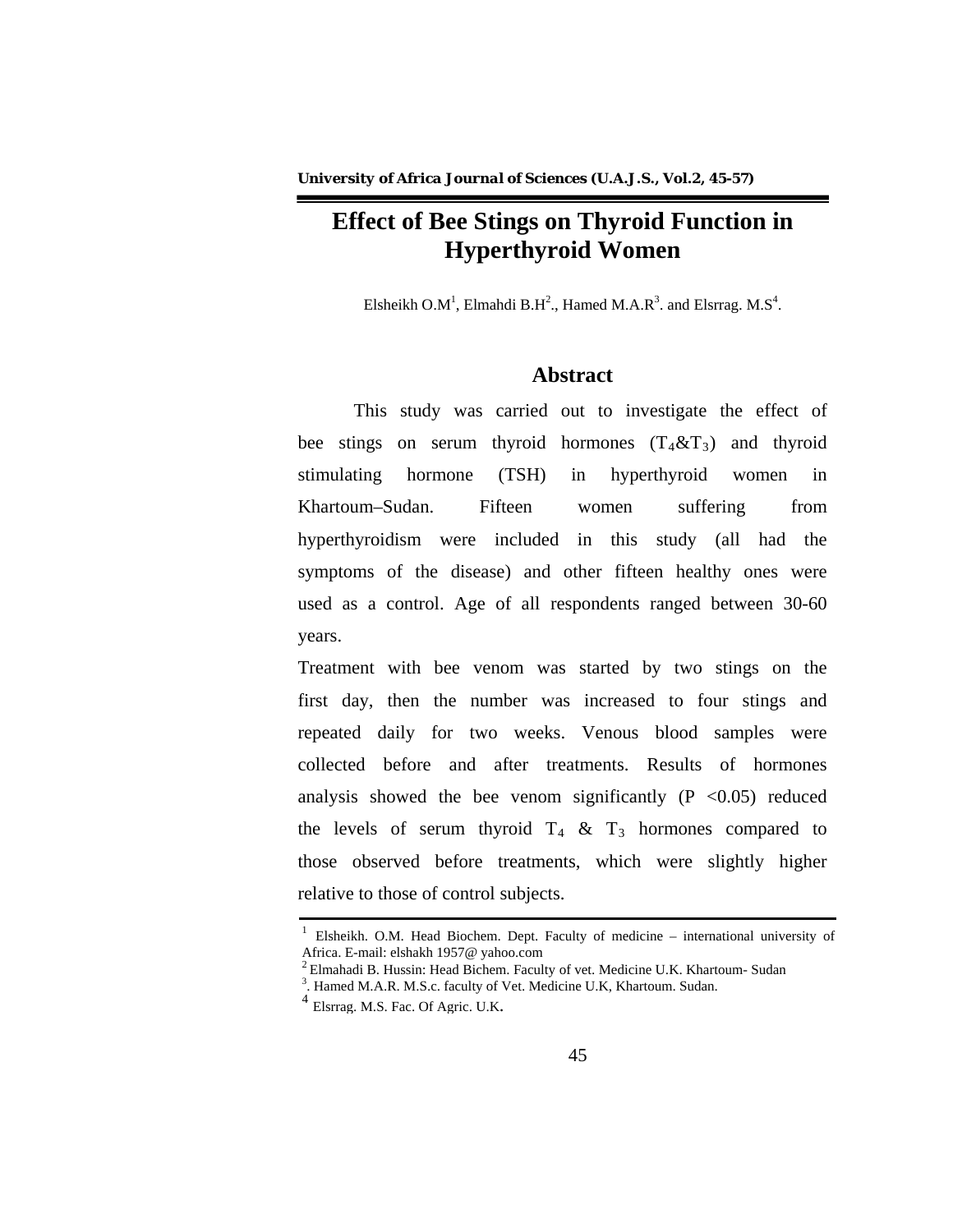# Effect of Bee Stings on Thyroid Function in Hyperthyroid Women

Elsheikh O.M[1], Elmahdi B.H[2]., Hamed M.A.R[3]. and Elsrrag. M.S[4].

## Abstract

This study was carried out to investigate the effect of bee stings on serum thyroid hormones ($T_4$&$T_3$) and thyroid stimulating hormone (TSH) in hyperthyroid women in Khartoum–Sudan. Fifteen women suffering from hyperthyroidism were included in this study (all had the symptoms of the disease) and other fifteen healthy ones were used as a control. Age of all respondents ranged between 30-60 years.

Treatment with bee venom was started by two stings on the first day, then the number was increased to four stings and repeated daily for two weeks. Venous blood samples were collected before and after treatments. Results of hormones analysis showed the bee venom significantly ($P < 0.05$) reduced the levels of serum thyroid $T_4$ & $T_3$ hormones compared to those observed before treatments, which were slightly higher relative to those of control subjects.

---

[1] Elsheikh. O.M. Head Biochem. Dept. Faculty of medicine – international university of Africa. E-mail: elshakh 1957@ yahoo.com

[2] Elmahadi B. Hussin: Head Bichem. Faculty of vet. Medicine U.K. Khartoum- Sudan

[3]. Hamed M.A.R. M.S.c. faculty of Vet. Medicine U.K, Khartoum. Sudan.

[4] Elsrrag. M.S. Fac. Of Agric. U.K.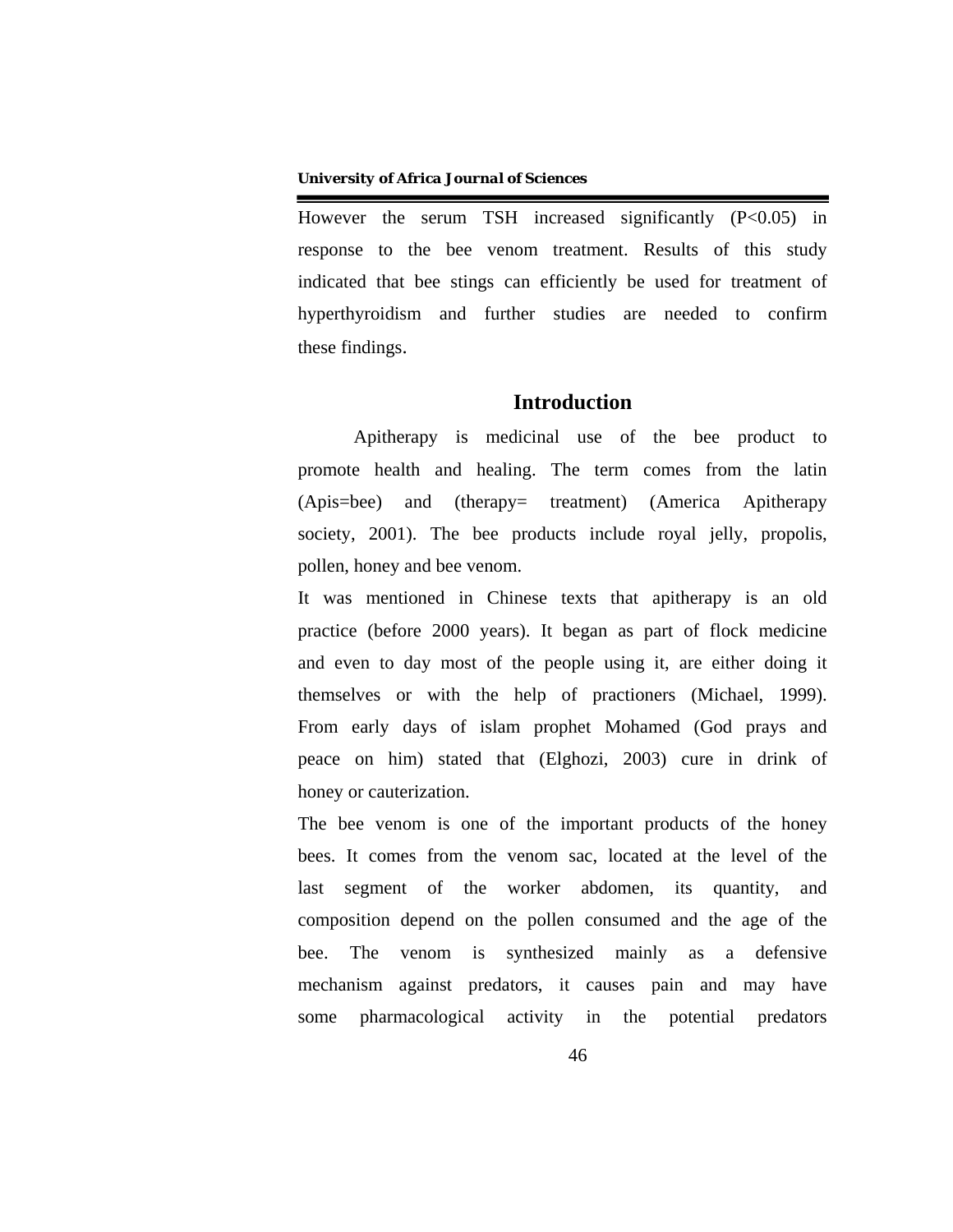However the serum TSH increased significantly (P<0.05) in response to the bee venom treatment. Results of this study indicated that bee stings can efficiently be used for treatment of hyperthyroidism and further studies are needed to confirm these findings.

## Introduction

Apitherapy is medicinal use of the bee product to promote health and healing. The term comes from the latin (Apis=bee) and (therapy= treatment) (America Apitherapy society, 2001). The bee products include royal jelly, propolis, pollen, honey and bee venom.

It was mentioned in Chinese texts that apitherapy is an old practice (before 2000 years). It began as part of flock medicine and even to day most of the people using it, are either doing it themselves or with the help of practioners (Michael, 1999). From early days of islam prophet Mohamed (God prays and peace on him) stated that (Elghozi, 2003) cure in drink of honey or cauterization.

The bee venom is one of the important products of the honey bees. It comes from the venom sac, located at the level of the last segment of the worker abdomen, its quantity, and composition depend on the pollen consumed and the age of the bee. The venom is synthesized mainly as a defensive mechanism against predators, it causes pain and may have some pharmacological activity in the potential predators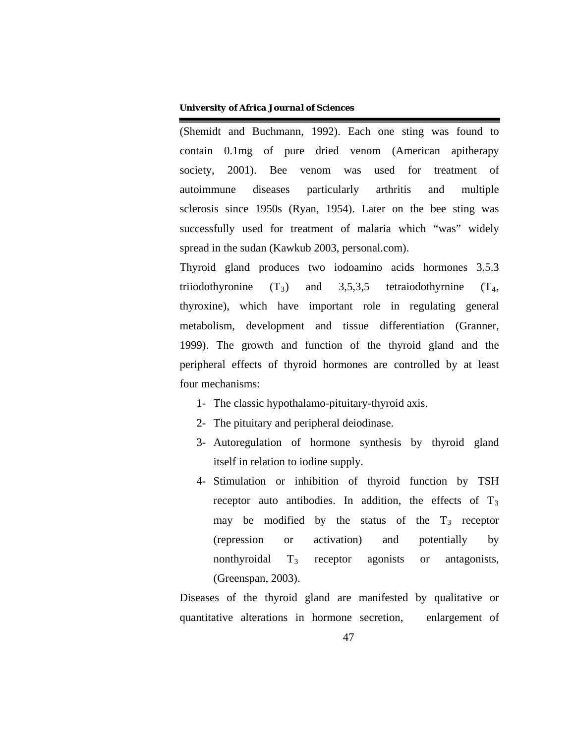(Shemidt and Buchmann, 1992). Each one sting was found to contain 0.1mg of pure dried venom (American apitherapy society, 2001). Bee venom was used for treatment of autoimmune diseases particularly arthritis and multiple sclerosis since 1950s (Ryan, 1954). Later on the bee sting was successfully used for treatment of malaria which “was” widely spread in the sudan (Kawkub 2003, personal.com).

Thyroid gland produces two iodoamino acids hormones 3.5.3 triiodothyronine ($T_3$) and 3,5,3,5 tetraiodothyrnine ($T_4$, thyroxine), which have important role in regulating general metabolism, development and tissue differentiation (Granner, 1999). The growth and function of the thyroid gland and the peripheral effects of thyroid hormones are controlled by at least four mechanisms:

1- The classic hypothalamo-pituitary-thyroid axis.
2- The pituitary and peripheral deiodinase.
3- Autoregulation of hormone synthesis by thyroid gland itself in relation to iodine supply.
4- Stimulation or inhibition of thyroid function by TSH receptor auto antibodies. In addition, the effects of $T_3$ may be modified by the status of the $T_3$ receptor (repression or activation) and potentially by nonthyroidal $T_3$ receptor agonists or antagonists, (Greenspan, 2003).

Diseases of the thyroid gland are manifested by qualitative or quantitative alterations in hormone secretion, enlargement of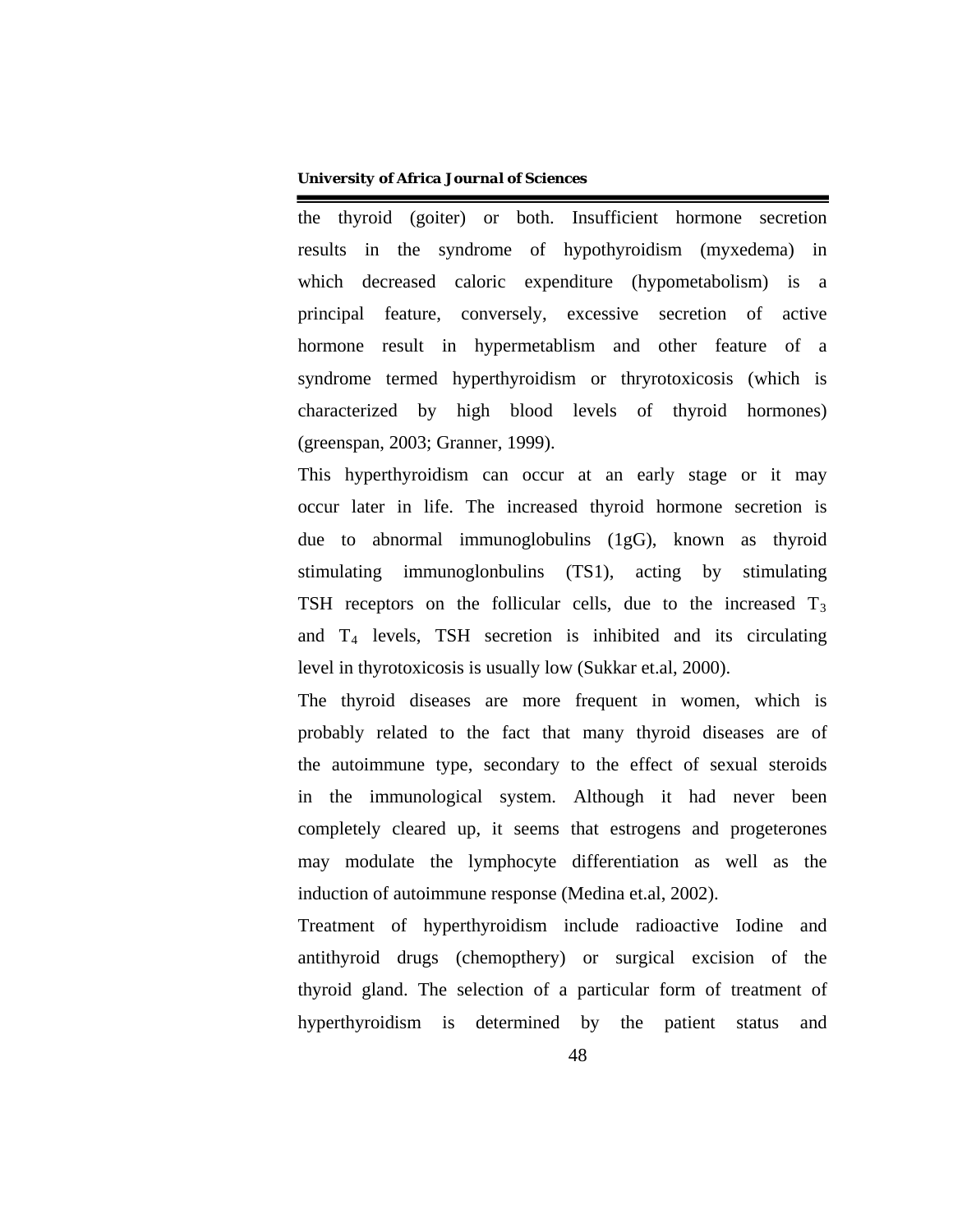the thyroid (goiter) or both. Insufficient hormone secretion results in the syndrome of hypothyroidism (myxedema) in which decreased caloric expenditure (hypometabolism) is a principal feature, conversely, excessive secretion of active hormone result in hypermetablism and other feature of a syndrome termed hyperthyroidism or thryrotoxicosis (which is characterized by high blood levels of thyroid hormones) (greenspan, 2003; Granner, 1999).

This hyperthyroidism can occur at an early stage or it may occur later in life. The increased thyroid hormone secretion is due to abnormal immunoglobulins (1gG), known as thyroid stimulating immunoglonbulins (TS1), acting by stimulating TSH receptors on the follicular cells, due to the increased $T_3$ and $T_4$ levels, TSH secretion is inhibited and its circulating level in thyrotoxicosis is usually low (Sukkar et.al, 2000).

The thyroid diseases are more frequent in women, which is probably related to the fact that many thyroid diseases are of the autoimmune type, secondary to the effect of sexual steroids in the immunological system. Although it had never been completely cleared up, it seems that estrogens and progeterones may modulate the lymphocyte differentiation as well as the induction of autoimmune response (Medina et.al, 2002).

Treatment of hyperthyroidism include radioactive Iodine and antithyroid drugs (chemopthery) or surgical excision of the thyroid gland. The selection of a particular form of treatment of hyperthyroidism is determined by the patient status and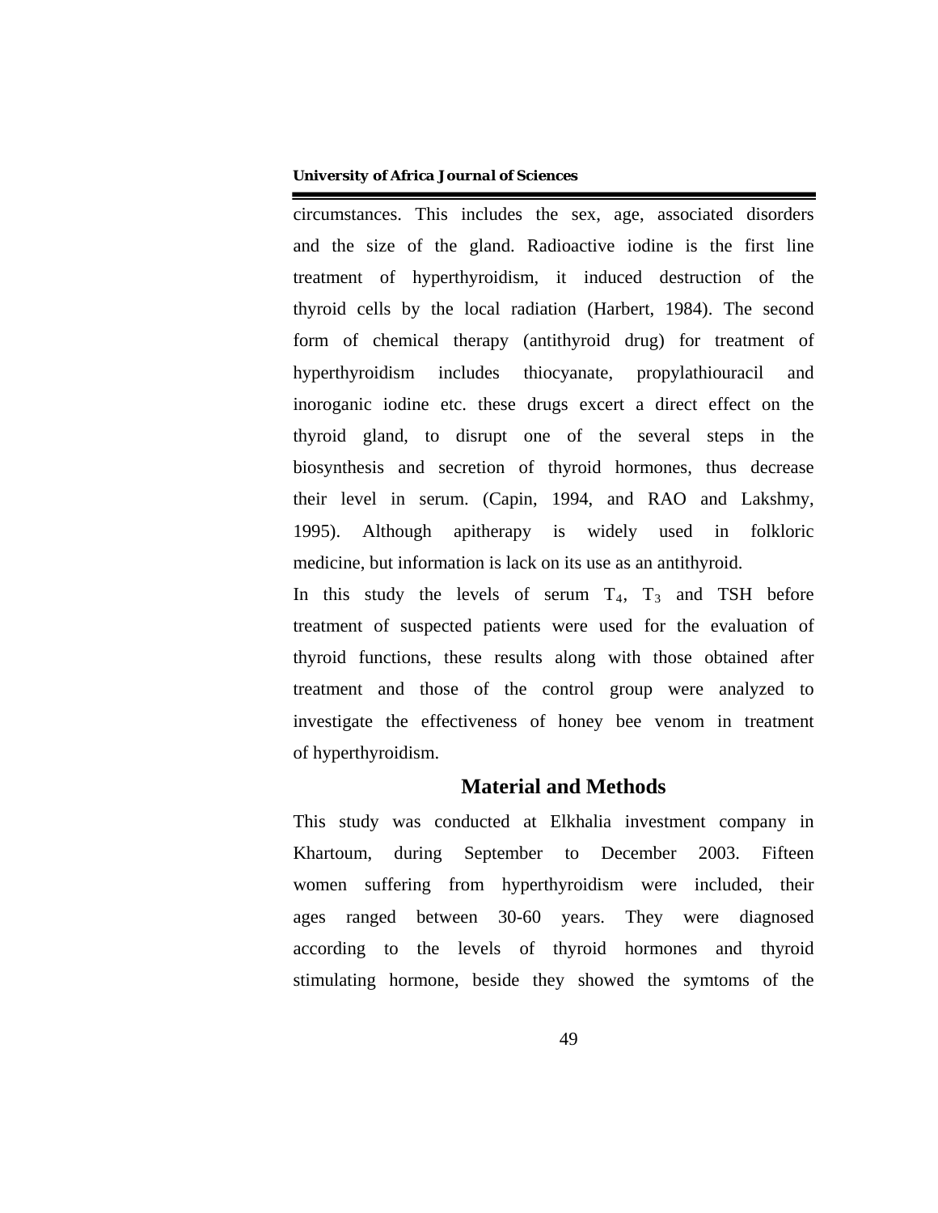circumstances. This includes the sex, age, associated disorders and the size of the gland. Radioactive iodine is the first line treatment of hyperthyroidism, it induced destruction of the thyroid cells by the local radiation (Harbert, 1984). The second form of chemical therapy (antithyroid drug) for treatment of hyperthyroidism includes thiocyanate, propylathiouracil and inoroganic iodine etc. these drugs excert a direct effect on the thyroid gland, to disrupt one of the several steps in the biosynthesis and secretion of thyroid hormones, thus decrease their level in serum. (Capin, 1994, and RAO and Lakshmy, 1995). Although apitherapy is widely used in folkloric medicine, but information is lack on its use as an antithyroid.

In this study the levels of serum $T_4$, $T_3$ and TSH before treatment of suspected patients were used for the evaluation of thyroid functions, these results along with those obtained after treatment and those of the control group were analyzed to investigate the effectiveness of honey bee venom in treatment of hyperthyroidism.

## Material and Methods

This study was conducted at Elkhalia investment company in Khartoum, during September to December 2003. Fifteen women suffering from hyperthyroidism were included, their ages ranged between 30-60 years. They were diagnosed according to the levels of thyroid hormones and thyroid stimulating hormone, beside they showed the symtoms of the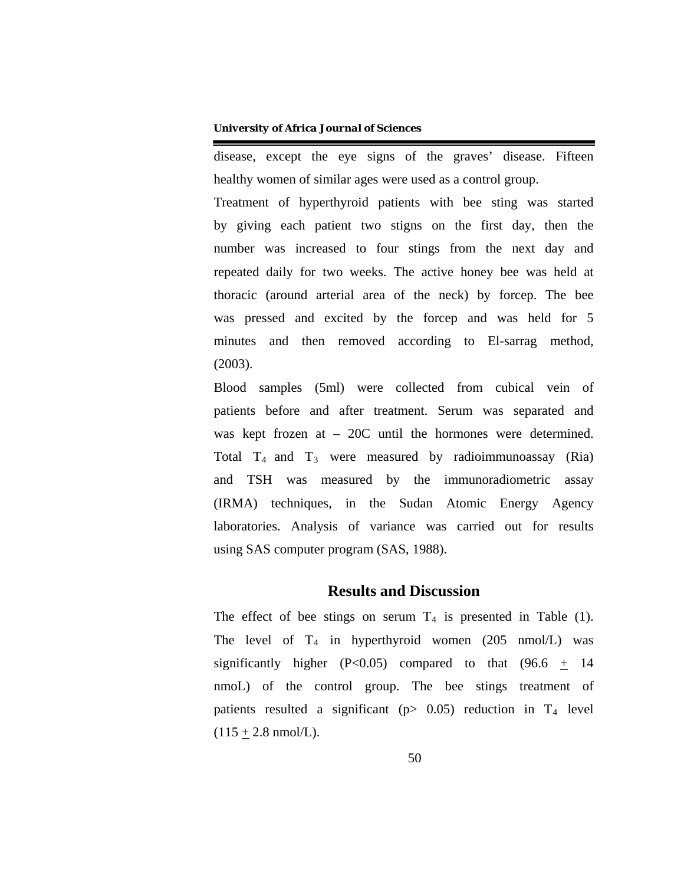disease, except the eye signs of the graves' disease. Fifteen healthy women of similar ages were used as a control group.

Treatment of hyperthyroid patients with bee sting was started by giving each patient two stigns on the first day, then the number was increased to four stings from the next day and repeated daily for two weeks. The active honey bee was held at thoracic (around arterial area of the neck) by forcep. The bee was pressed and excited by the forcep and was held for 5 minutes and then removed according to El-sarrag method, (2003).

Blood samples (5ml) were collected from cubical vein of patients before and after treatment. Serum was separated and was kept frozen at – 20C until the hormones were determined. Total $T_4$ and $T_3$ were measured by radioimmunoassay (Ria) and TSH was measured by the immunoradiometric assay (IRMA) techniques, in the Sudan Atomic Energy Agency laboratories. Analysis of variance was carried out for results using SAS computer program (SAS, 1988).

## Results and Discussion

The effect of bee stings on serum $T_4$ is presented in Table (1). The level of $T_4$ in hyperthyroid women (205 nmol/L) was significantly higher ($P<0.05$) compared to that ($96.6 \pm 14$ nmoL) of the control group. The bee stings treatment of patients resulted a significant ($p> 0.05$) reduction in $T_4$ level ($115 \pm 2.8$ nmol/L).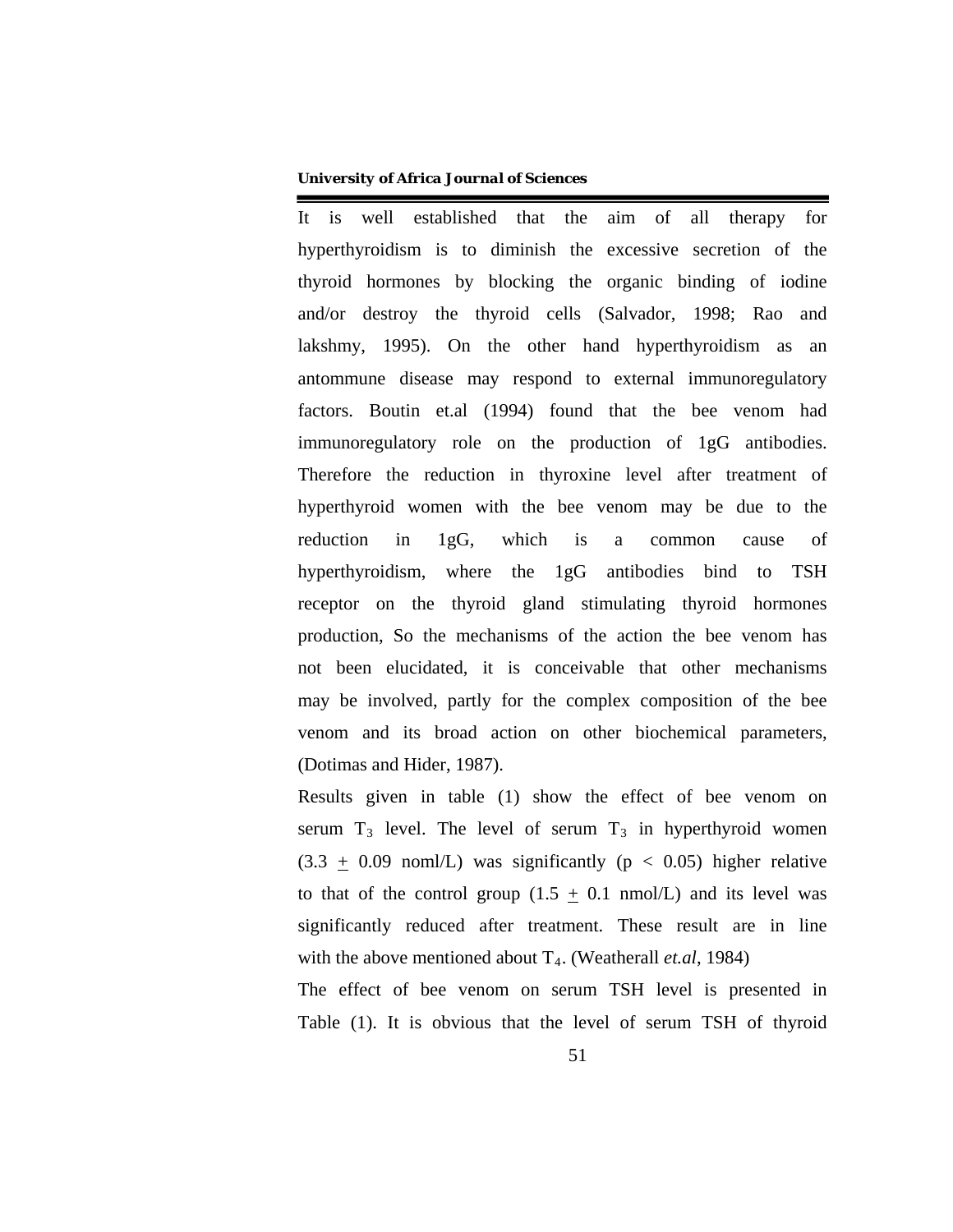It is well established that the aim of all therapy for hyperthyroidism is to diminish the excessive secretion of the thyroid hormones by blocking the organic binding of iodine and/or destroy the thyroid cells (Salvador, 1998; Rao and lakshmy, 1995). On the other hand hyperthyroidism as an antommune disease may respond to external immunoregulatory factors. Boutin et.al (1994) found that the bee venom had immunoregulatory role on the production of 1gG antibodies. Therefore the reduction in thyroxine level after treatment of hyperthyroid women with the bee venom may be due to the reduction in 1gG, which is a common cause of hyperthyroidism, where the 1gG antibodies bind to TSH receptor on the thyroid gland stimulating thyroid hormones production, So the mechanisms of the action the bee venom has not been elucidated, it is conceivable that other mechanisms may be involved, partly for the complex composition of the bee venom and its broad action on other biochemical parameters, (Dotimas and Hider, 1987).

Results given in table (1) show the effect of bee venom on serum $T_3$ level. The level of serum $T_3$ in hyperthyroid women ($3.3 \pm 0.09$ noml/L) was significantly ($p < 0.05$) higher relative to that of the control group ($1.5 \pm 0.1$ nmol/L) and its level was significantly reduced after treatment. These result are in line with the above mentioned about $T_4$. (Weatherall *et.al*, 1984)

The effect of bee venom on serum TSH level is presented in Table (1). It is obvious that the level of serum TSH of thyroid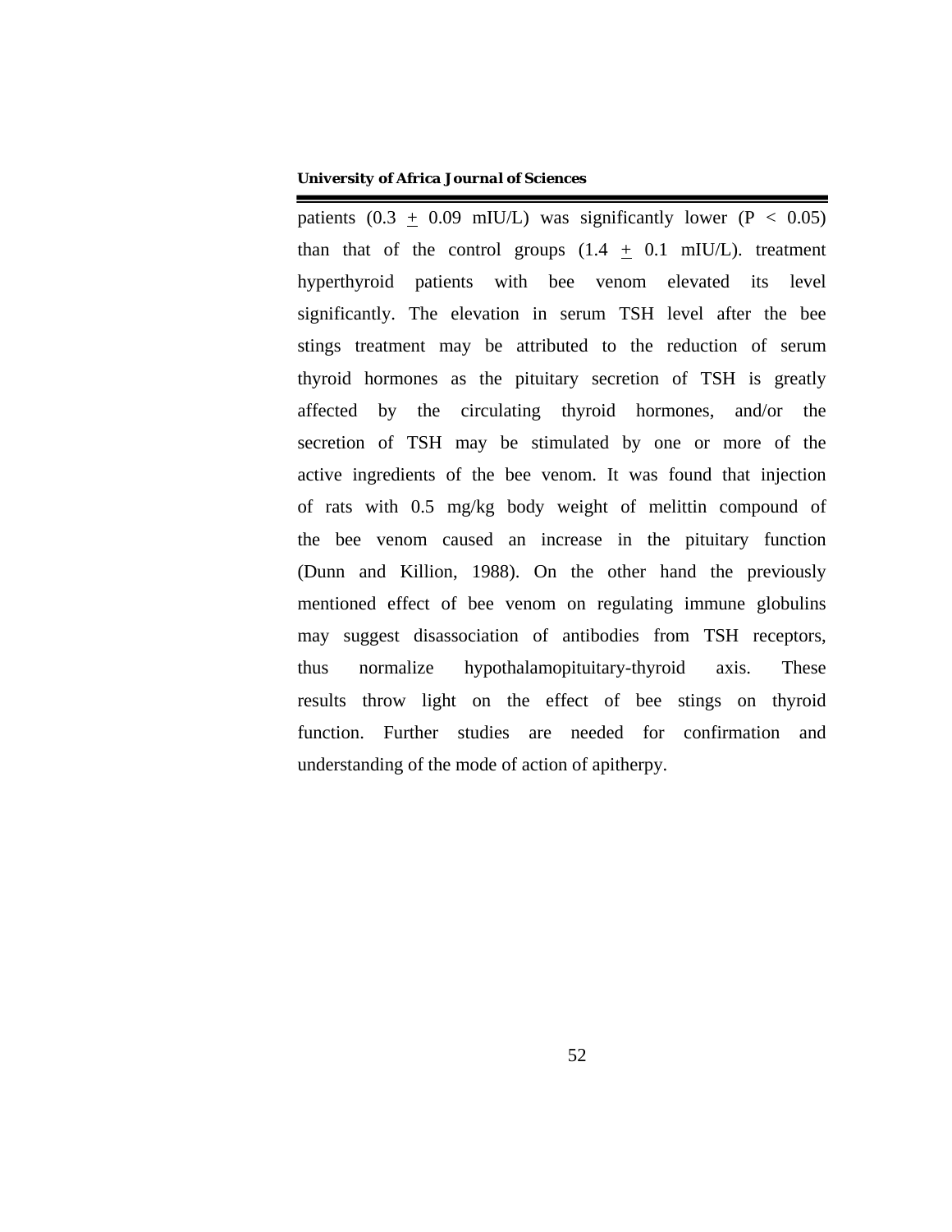patients (0.3 $\pm$ 0.09 mIU/L) was significantly lower ($P < 0.05$) than that of the control groups (1.4 $\pm$ 0.1 mIU/L). treatment hyperthyroid patients with bee venom elevated its level significantly. The elevation in serum TSH level after the bee stings treatment may be attributed to the reduction of serum thyroid hormones as the pituitary secretion of TSH is greatly affected by the circulating thyroid hormones, and/or the secretion of TSH may be stimulated by one or more of the active ingredients of the bee venom. It was found that injection of rats with 0.5 mg/kg body weight of melittin compound of the bee venom caused an increase in the pituitary function (Dunn and Killion, 1988). On the other hand the previously mentioned effect of bee venom on regulating immune globulins may suggest disassociation of antibodies from TSH receptors, thus normalize hypothalamopituitary-thyroid axis. These results throw light on the effect of bee stings on thyroid function. Further studies are needed for confirmation and understanding of the mode of action of apitherpy.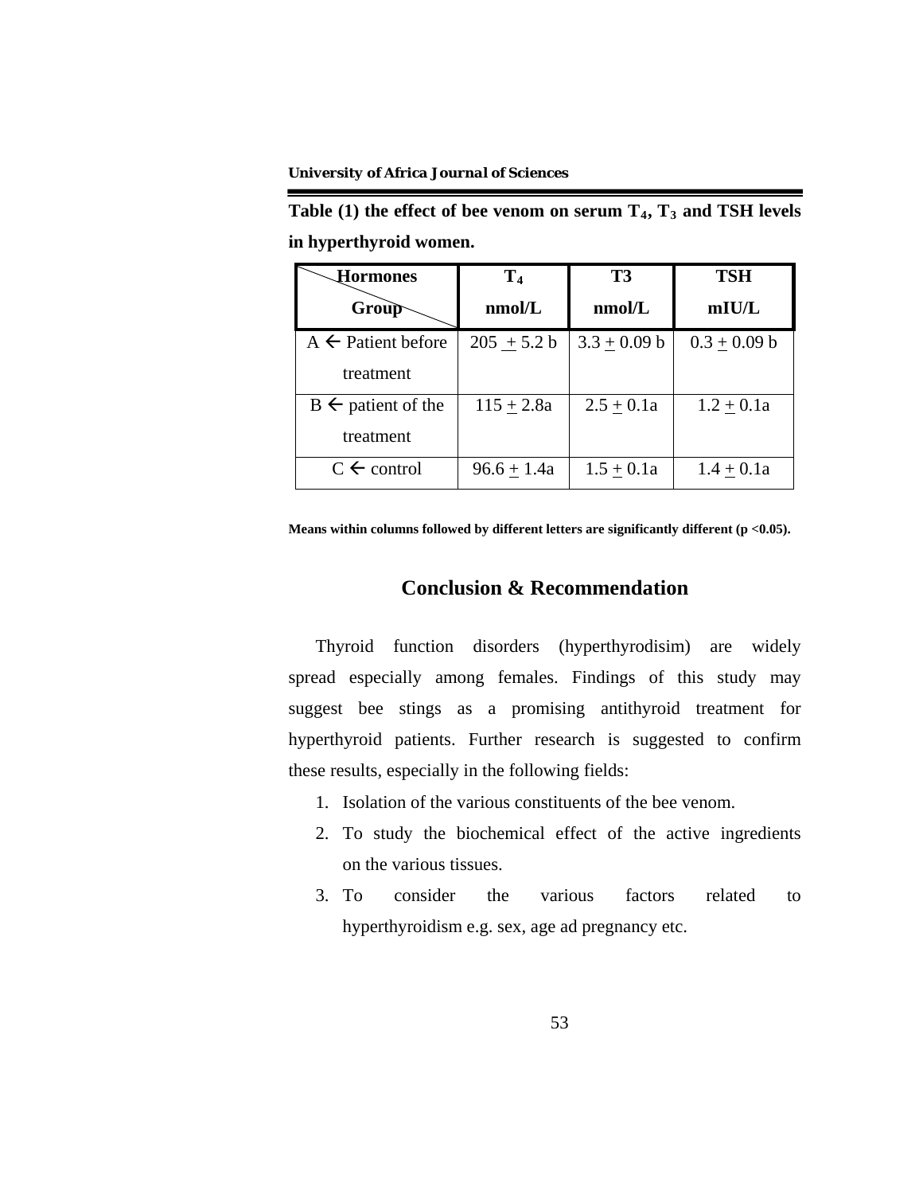**Table (1) the effect of bee venom on serum $T_4$, $T_3$ and TSH levels in hyperthyroid women.**

| Hormones / Group | $T_4$ nmol/L | T3 nmol/L | TSH mIU/L |
|---|---|---|---|
| A ← Patient before treatment | 205 ± 5.2 b | 3.3 ± 0.09 b | 0.3 ± 0.09 b |
| B ← patient of the treatment | 115 ± 2.8a | 2.5 ± 0.1a | 1.2 ± 0.1a |
| C ← control | 96.6 ± 1.4a | 1.5 ± 0.1a | 1.4 ± 0.1a |

**Means within columns followed by different letters are significantly different ($p < 0.05$).**

## Conclusion & Recommendation

Thyroid function disorders (hyperthyrodisim) are widely spread especially among females. Findings of this study may suggest bee stings as a promising antithyroid treatment for hyperthyroid patients. Further research is suggested to confirm these results, especially in the following fields:

1. Isolation of the various constituents of the bee venom.
2. To study the biochemical effect of the active ingredients on the various tissues.
3. To consider the various factors related to hyperthyroidism e.g. sex, age ad pregnancy etc.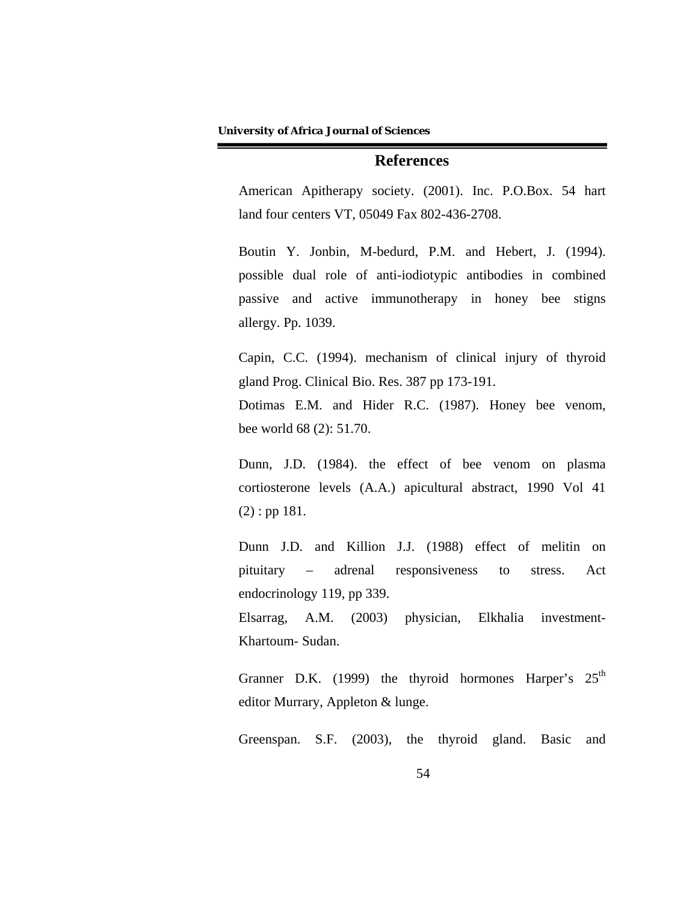## References

American Apitherapy society. (2001). Inc. P.O.Box. 54 hart land four centers VT, 05049 Fax 802-436-2708.

Boutin Y. Jonbin, M-bedurd, P.M. and Hebert, J. (1994). possible dual role of anti-iodiotypic antibodies in combined passive and active immunotherapy in honey bee stigns allergy. Pp. 1039.

Capin, C.C. (1994). mechanism of clinical injury of thyroid gland Prog. Clinical Bio. Res. 387 pp 173-191.

Dotimas E.M. and Hider R.C. (1987). Honey bee venom, bee world 68 (2): 51.70.

Dunn, J.D. (1984). the effect of bee venom on plasma cortiosterone levels (A.A.) apicultural abstract, 1990 Vol 41 (2) : pp 181.

Dunn J.D. and Killion J.J. (1988) effect of melitin on pituitary – adrenal responsiveness to stress. Act endocrinology 119, pp 339.

Elsarrag, A.M. (2003) physician, Elkhalia investment-Khartoum- Sudan.

Granner D.K. (1999) the thyroid hormones Harper's 25th editor Murrary, Appleton & lunge.

Greenspan. S.F. (2003), the thyroid gland. Basic and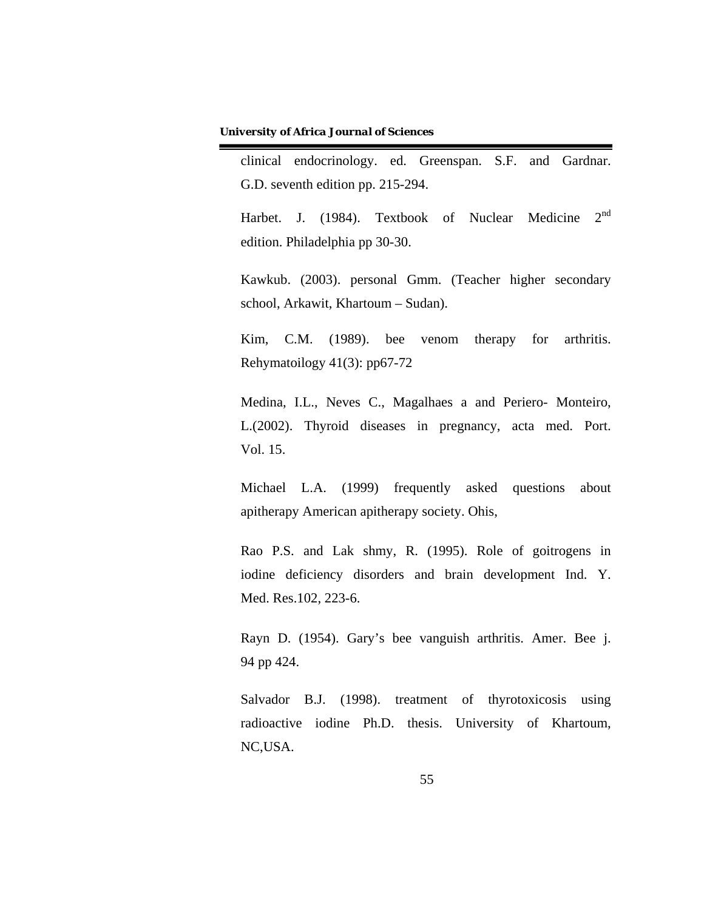clinical endocrinology. ed. Greenspan. S.F. and Gardnar. G.D. seventh edition pp. 215-294.

Harbet. J. (1984). Textbook of Nuclear Medicine 2nd edition. Philadelphia pp 30-30.

Kawkub. (2003). personal Gmm. (Teacher higher secondary school, Arkawit, Khartoum – Sudan).

Kim, C.M. (1989). bee venom therapy for arthritis. Rehymatoilogy 41(3): pp67-72

Medina, I.L., Neves C., Magalhaes a and Periero- Monteiro, L.(2002). Thyroid diseases in pregnancy, acta med. Port. Vol. 15.

Michael L.A. (1999) frequently asked questions about apitherapy American apitherapy society. Ohis,

Rao P.S. and Lak shmy, R. (1995). Role of goitrogens in iodine deficiency disorders and brain development Ind. Y. Med. Res.102, 223-6.

Rayn D. (1954). Gary's bee vanguish arthritis. Amer. Bee j. 94 pp 424.

Salvador B.J. (1998). treatment of thyrotoxicosis using radioactive iodine Ph.D. thesis. University of Khartoum, NC,USA.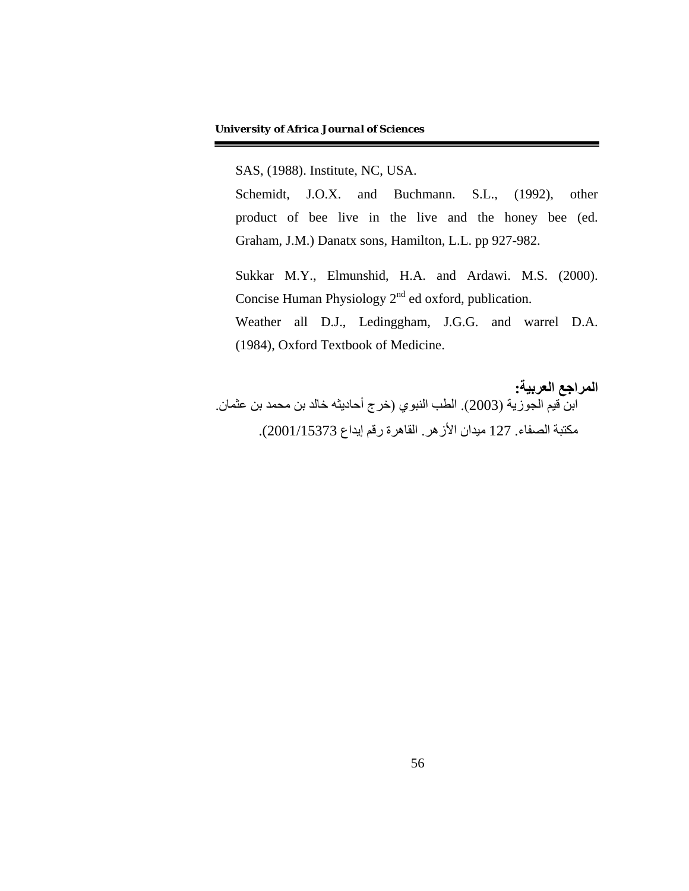SAS, (1988). Institute, NC, USA.

Schemidt, J.O.X. and Buchmann. S.L., (1992), other product of bee live in the live and the honey bee (ed. Graham, J.M.) Danatx sons, Hamilton, L.L. pp 927-982.

Sukkar M.Y., Elmunshid, H.A. and Ardawi. M.S. (2000). Concise Human Physiology 2nd ed oxford, publication.

Weather all D.J., Ledinggham, J.G.G. and warrel D.A. (1984), Oxford Textbook of Medicine.

**المراجع العربية:**

ابن قيم الجوزية (2003). الطب النبوي (خرج أحاديثه خالد بن محمد بن عثمان. مكتبة الصفاء. 127 ميدان الأزهر. القاهرة رقم إيداع 2001/15373).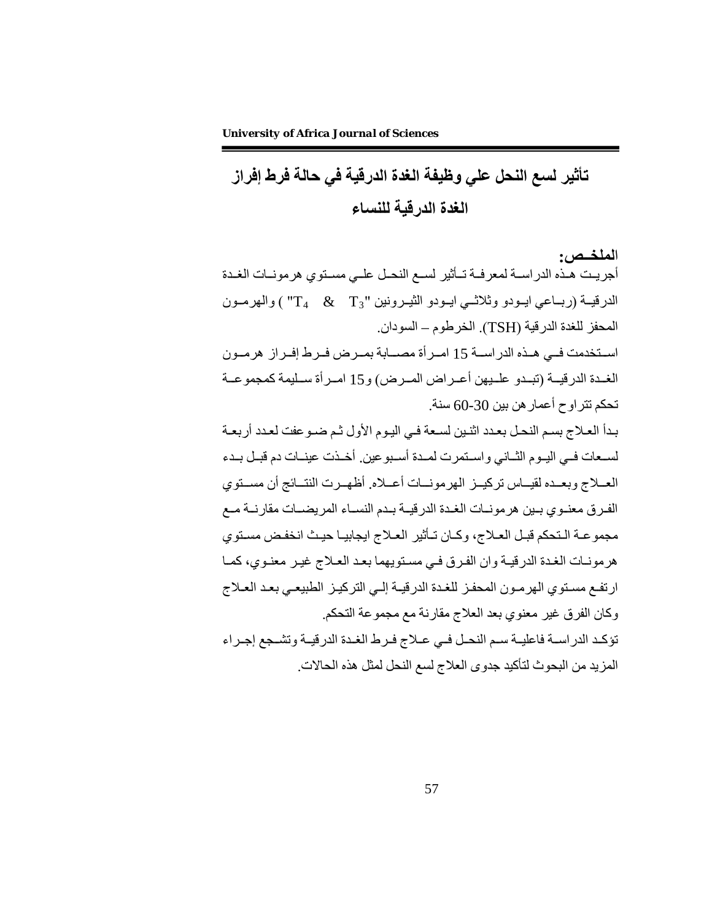# تأثير لسع النحل علي وظيفة الغدة الدرقية في حالة فرط إفراز الغدة الدرقية للنساء

**الملخـص:**

أجريت هذه الدراسة لمعرفة تأثير لسع النحل علي مستوي هرمونات الغدة الدرقية (رباعي ايودو وثلاثي ايودو الثيرونين "$T_3$ & $T_4$") والهرمون المحفز للغدة الدرقية (TSH). الخرطوم – السودان.

استخدمت في هذه الدراسة 15 امرأة مصابة بمرض فرط إفراز هرمون الغدة الدرقية (تبدو عليهن أعراض المرض) و15 امرأة سليمة كمجموعة تحكم تتراوح أعمارهن بين 30-60 سنة.

بدأ العلاج بسم النحل بعدد اثنين لسعة في اليوم الأول ثم ضوعفت لعدد أربعة لسعات في اليوم الثاني واستمرت لمدة أسبوعين. أخذت عينات دم قبل بدء العلاج وبعده لقياس تركيز الهرمونات أعلاه. أظهرت النتائج أن مستوي الفرق معنوي بين هرمونات الغدة الدرقية بدم النساء المريضات مقارنة مع مجموعة التحكم قبل العلاج، وكان تأثير العلاج ايجابيا حيث انخفض مستوي هرمونات الغدة الدرقية وان الفرق في مستويهما بعد العلاج غير معنوي، كما ارتفع مستوي الهرمون المحفز للغدة الدرقية إلي التركيز الطبيعي بعد العلاج وكان الفرق غير معنوي بعد العلاج مقارنة مع مجموعة التحكم.

تؤكد الدراسة فاعلية سم النحل في علاج فرط الغدة الدرقية وتشجع إجراء المزيد من البحوث لتأكيد جدوى العلاج لسع النحل لمثل هذه الحالات.